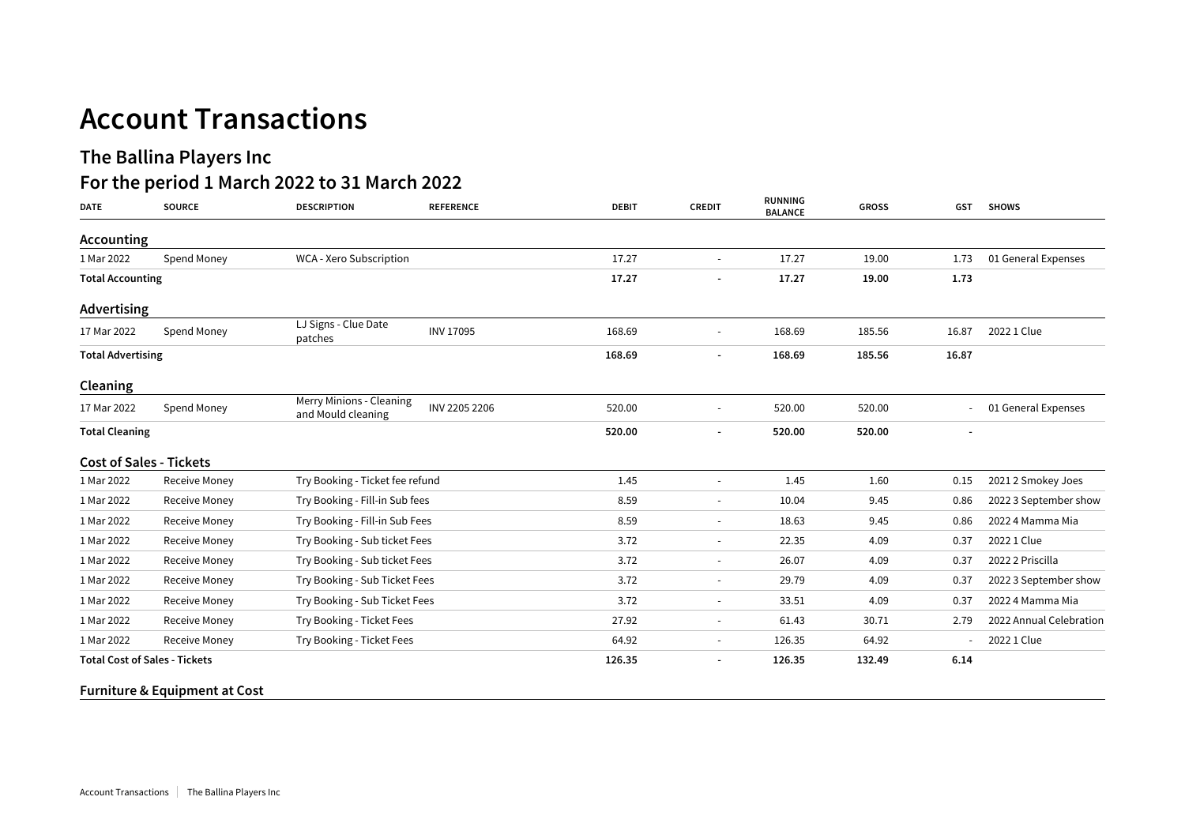# Account Transactions

## The Ballina Players Inc

## For the period 1 March 2022 to 31 March 2022

| DATE | SOURCE | DESCRIPTION | REFERENCE | DEBIT | CREDIT | RUNNING BALANCE | GROSS | GST | SHOWS |
|---|---|---|---|---|---|---|---|---|---|
| **Accounting** | | | | | | | | | |
| 1 Mar 2022 | Spend Money | WCA - Xero Subscription | | 17.27 | - | 17.27 | 19.00 | 1.73 | 01 General Expenses |
| **Total Accounting** | | | | **17.27** | **-** | **17.27** | **19.00** | **1.73** | |
| **Advertising** | | | | | | | | | |
| 17 Mar 2022 | Spend Money | LJ Signs - Clue Date patches | INV 17095 | 168.69 | - | 168.69 | 185.56 | 16.87 | 2022 1 Clue |
| **Total Advertising** | | | | **168.69** | **-** | **168.69** | **185.56** | **16.87** | |
| **Cleaning** | | | | | | | | | |
| 17 Mar 2022 | Spend Money | Merry Minions - Cleaning and Mould cleaning | INV 2205 2206 | 520.00 | - | 520.00 | 520.00 | - | 01 General Expenses |
| **Total Cleaning** | | | | **520.00** | **-** | **520.00** | **520.00** | **-** | |
| **Cost of Sales - Tickets** | | | | | | | | | |
| 1 Mar 2022 | Receive Money | Try Booking - Ticket fee refund | | 1.45 | - | 1.45 | 1.60 | 0.15 | 2021 2 Smokey Joes |
| 1 Mar 2022 | Receive Money | Try Booking - Fill-in Sub fees | | 8.59 | - | 10.04 | 9.45 | 0.86 | 2022 3 September show |
| 1 Mar 2022 | Receive Money | Try Booking - Fill-in Sub Fees | | 8.59 | - | 18.63 | 9.45 | 0.86 | 2022 4 Mamma Mia |
| 1 Mar 2022 | Receive Money | Try Booking - Sub ticket Fees | | 3.72 | - | 22.35 | 4.09 | 0.37 | 2022 1 Clue |
| 1 Mar 2022 | Receive Money | Try Booking - Sub ticket Fees | | 3.72 | - | 26.07 | 4.09 | 0.37 | 2022 2 Priscilla |
| 1 Mar 2022 | Receive Money | Try Booking - Sub Ticket Fees | | 3.72 | - | 29.79 | 4.09 | 0.37 | 2022 3 September show |
| 1 Mar 2022 | Receive Money | Try Booking - Sub Ticket Fees | | 3.72 | - | 33.51 | 4.09 | 0.37 | 2022 4 Mamma Mia |
| 1 Mar 2022 | Receive Money | Try Booking - Ticket Fees | | 27.92 | - | 61.43 | 30.71 | 2.79 | 2022 Annual Celebration |
| 1 Mar 2022 | Receive Money | Try Booking - Ticket Fees | | 64.92 | - | 126.35 | 64.92 | - | 2022 1 Clue |
| **Total Cost of Sales - Tickets** | | | | **126.35** | **-** | **126.35** | **132.49** | **6.14** | |
| **Furniture & Equipment at Cost** | | | | | | | | | |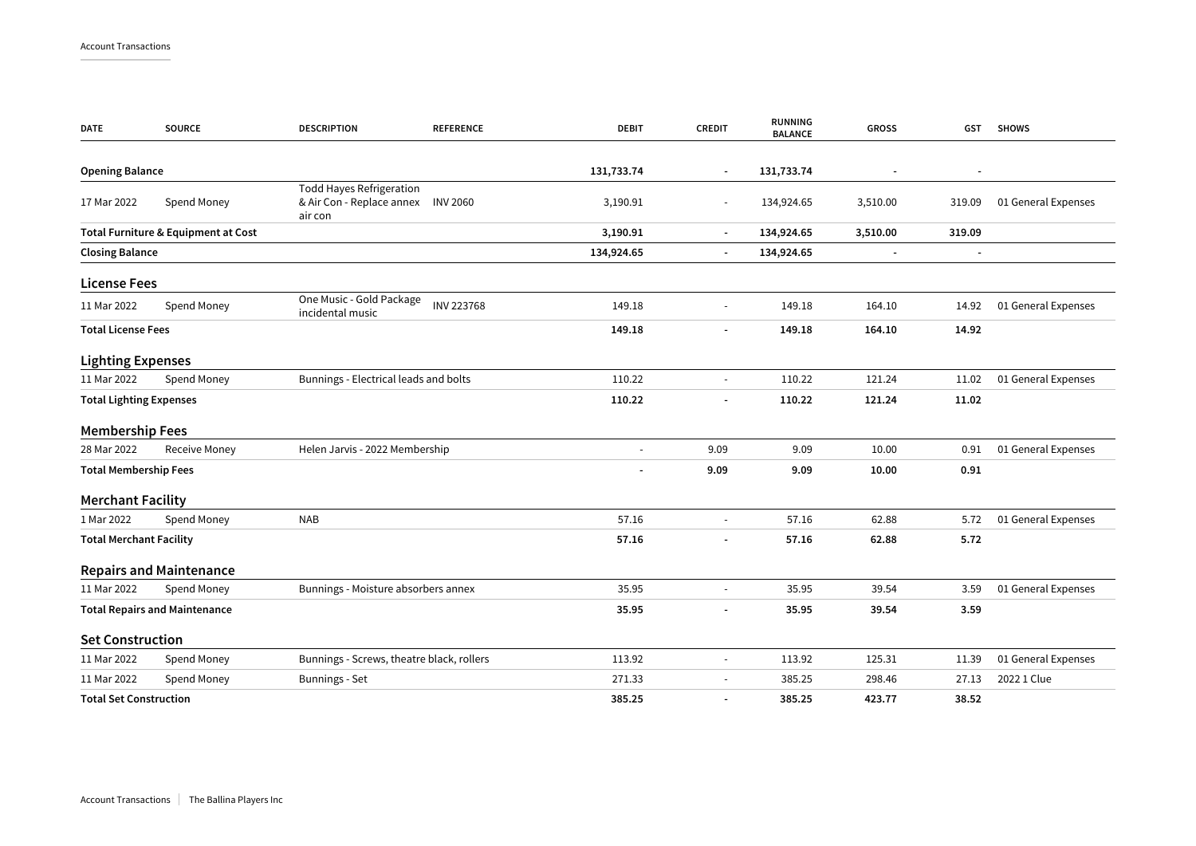| DATE | SOURCE | DESCRIPTION | REFERENCE | DEBIT | CREDIT | RUNNING BALANCE | GROSS | GST | SHOWS |
|---|---|---|---|---|---|---|---|---|---|
| **Opening Balance** | | | | **131,733.74** | **-** | **131,733.74** | **-** | **-** | |
| 17 Mar 2022 | Spend Money | Todd Hayes Refrigeration & Air Con - Replace annex air con | INV 2060 | 3,190.91 | - | 134,924.65 | 3,510.00 | 319.09 | 01 General Expenses |
| **Total Furniture & Equipment at Cost** | | | | **3,190.91** | **-** | **134,924.65** | **3,510.00** | **319.09** | |
| **Closing Balance** | | | | **134,924.65** | **-** | **134,924.65** | **-** | **-** | |

## License Fees

| DATE | SOURCE | DESCRIPTION | REFERENCE | DEBIT | CREDIT | RUNNING BALANCE | GROSS | GST | SHOWS |
|---|---|---|---|---|---|---|---|---|---|
| 11 Mar 2022 | Spend Money | One Music - Gold Package incidental music | INV 223768 | 149.18 | - | 149.18 | 164.10 | 14.92 | 01 General Expenses |
| **Total License Fees** | | | | **149.18** | **-** | **149.18** | **164.10** | **14.92** | |

## Lighting Expenses

| DATE | SOURCE | DESCRIPTION | REFERENCE | DEBIT | CREDIT | RUNNING BALANCE | GROSS | GST | SHOWS |
|---|---|---|---|---|---|---|---|---|---|
| 11 Mar 2022 | Spend Money | Bunnings - Electrical leads and bolts | | 110.22 | - | 110.22 | 121.24 | 11.02 | 01 General Expenses |
| **Total Lighting Expenses** | | | | **110.22** | **-** | **110.22** | **121.24** | **11.02** | |

## Membership Fees

| DATE | SOURCE | DESCRIPTION | REFERENCE | DEBIT | CREDIT | RUNNING BALANCE | GROSS | GST | SHOWS |
|---|---|---|---|---|---|---|---|---|---|
| 28 Mar 2022 | Receive Money | Helen Jarvis - 2022 Membership | | - | 9.09 | 9.09 | 10.00 | 0.91 | 01 General Expenses |
| **Total Membership Fees** | | | | **-** | **9.09** | **9.09** | **10.00** | **0.91** | |

## Merchant Facility

| DATE | SOURCE | DESCRIPTION | REFERENCE | DEBIT | CREDIT | RUNNING BALANCE | GROSS | GST | SHOWS |
|---|---|---|---|---|---|---|---|---|---|
| 1 Mar 2022 | Spend Money | NAB | | 57.16 | - | 57.16 | 62.88 | 5.72 | 01 General Expenses |
| **Total Merchant Facility** | | | | **57.16** | **-** | **57.16** | **62.88** | **5.72** | |

## Repairs and Maintenance

| DATE | SOURCE | DESCRIPTION | REFERENCE | DEBIT | CREDIT | RUNNING BALANCE | GROSS | GST | SHOWS |
|---|---|---|---|---|---|---|---|---|---|
| 11 Mar 2022 | Spend Money | Bunnings - Moisture absorbers annex | | 35.95 | - | 35.95 | 39.54 | 3.59 | 01 General Expenses |
| **Total Repairs and Maintenance** | | | | **35.95** | **-** | **35.95** | **39.54** | **3.59** | |

## Set Construction

| DATE | SOURCE | DESCRIPTION | REFERENCE | DEBIT | CREDIT | RUNNING BALANCE | GROSS | GST | SHOWS |
|---|---|---|---|---|---|---|---|---|---|
| 11 Mar 2022 | Spend Money | Bunnings - Screws, theatre black, rollers | | 113.92 | - | 113.92 | 125.31 | 11.39 | 01 General Expenses |
| 11 Mar 2022 | Spend Money | Bunnings - Set | | 271.33 | - | 385.25 | 298.46 | 27.13 | 2022 1 Clue |
| **Total Set Construction** | | | | **385.25** | **-** | **385.25** | **423.77** | **38.52** | |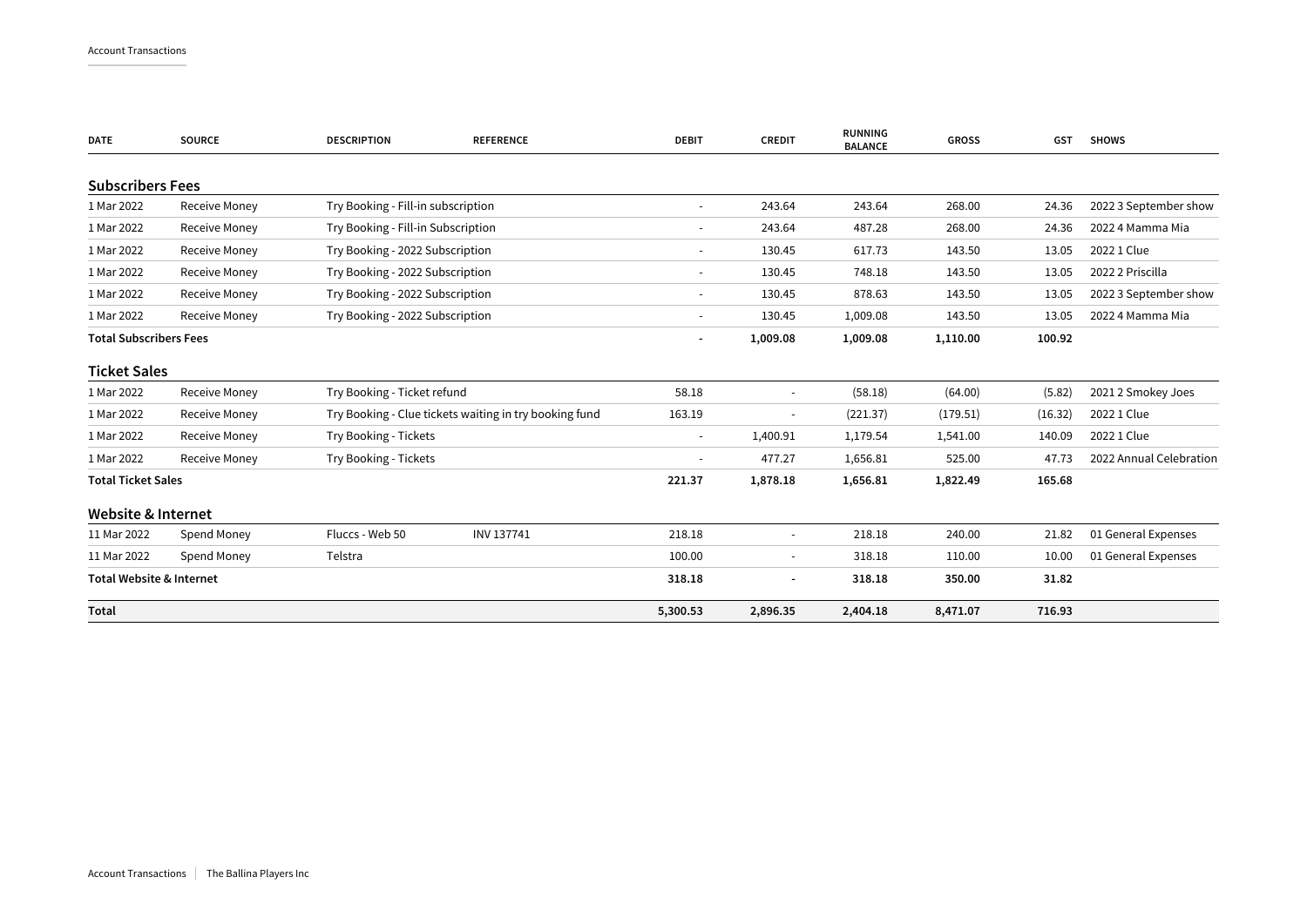| DATE | SOURCE | DESCRIPTION | REFERENCE | DEBIT | CREDIT | RUNNING BALANCE | GROSS | GST | SHOWS |
|---|---|---|---|---|---|---|---|---|---|
| **Subscribers Fees** | | | | | | | | | |
| 1 Mar 2022 | Receive Money | Try Booking - Fill-in subscription | | - | 243.64 | 243.64 | 268.00 | 24.36 | 2022 3 September show |
| 1 Mar 2022 | Receive Money | Try Booking - Fill-in Subscription | | - | 243.64 | 487.28 | 268.00 | 24.36 | 2022 4 Mamma Mia |
| 1 Mar 2022 | Receive Money | Try Booking - 2022 Subscription | | - | 130.45 | 617.73 | 143.50 | 13.05 | 2022 1 Clue |
| 1 Mar 2022 | Receive Money | Try Booking - 2022 Subscription | | - | 130.45 | 748.18 | 143.50 | 13.05 | 2022 2 Priscilla |
| 1 Mar 2022 | Receive Money | Try Booking - 2022 Subscription | | - | 130.45 | 878.63 | 143.50 | 13.05 | 2022 3 September show |
| 1 Mar 2022 | Receive Money | Try Booking - 2022 Subscription | | - | 130.45 | 1,009.08 | 143.50 | 13.05 | 2022 4 Mamma Mia |
| **Total Subscribers Fees** | | | | **-** | **1,009.08** | **1,009.08** | **1,110.00** | **100.92** | |
| **Ticket Sales** | | | | | | | | | |
| 1 Mar 2022 | Receive Money | Try Booking - Ticket refund | | 58.18 | - | (58.18) | (64.00) | (5.82) | 2021 2 Smokey Joes |
| 1 Mar 2022 | Receive Money | Try Booking - Clue tickets waiting in try booking fund | | 163.19 | - | (221.37) | (179.51) | (16.32) | 2022 1 Clue |
| 1 Mar 2022 | Receive Money | Try Booking - Tickets | | - | 1,400.91 | 1,179.54 | 1,541.00 | 140.09 | 2022 1 Clue |
| 1 Mar 2022 | Receive Money | Try Booking - Tickets | | - | 477.27 | 1,656.81 | 525.00 | 47.73 | 2022 Annual Celebration |
| **Total Ticket Sales** | | | | **221.37** | **1,878.18** | **1,656.81** | **1,822.49** | **165.68** | |
| **Website & Internet** | | | | | | | | | |
| 11 Mar 2022 | Spend Money | Fluccs - Web 50 | INV 137741 | 218.18 | - | 218.18 | 240.00 | 21.82 | 01 General Expenses |
| 11 Mar 2022 | Spend Money | Telstra | | 100.00 | - | 318.18 | 110.00 | 10.00 | 01 General Expenses |
| **Total Website & Internet** | | | | **318.18** | **-** | **318.18** | **350.00** | **31.82** | |
| **Total** | | | | **5,300.53** | **2,896.35** | **2,404.18** | **8,471.07** | **716.93** | |